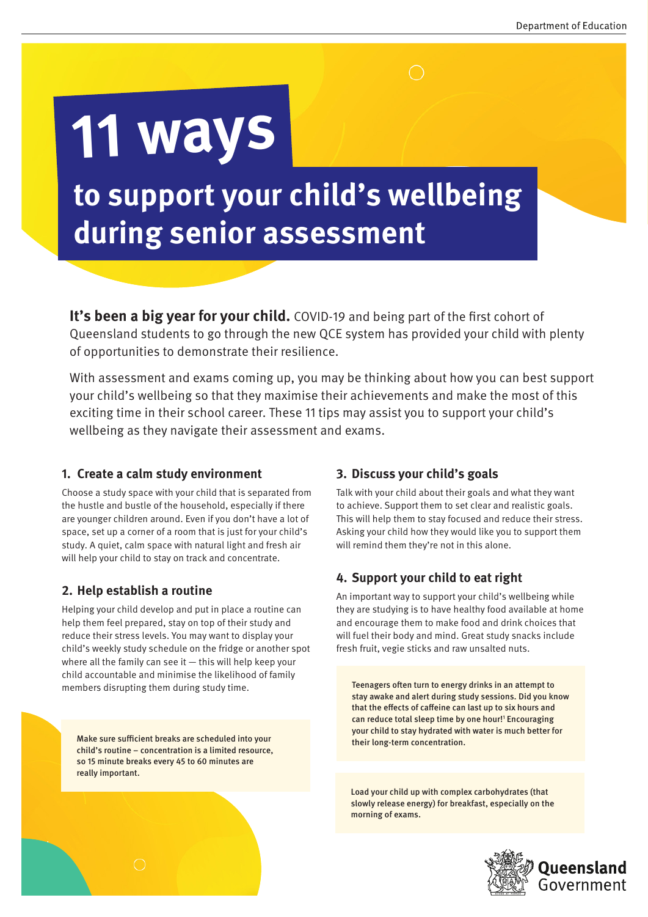# 11 ways

## to support your child's wellbeing during senior assessment

**It's been a big year for your child.** COVID-19 and being part of the first cohort of Queensland students to go through the new QCE system has provided your child with plenty of opportunities to demonstrate their resilience.

With assessment and exams coming up, you may be thinking about how you can best support your child's wellbeing so that they maximise their achievements and make the most of this exciting time in their school career. These 11 tips may assist you to support your child's wellbeing as they navigate their assessment and exams.

### 1. Create a calm study environment

Choose a study space with your child that is separated from the hustle and bustle of the household, especially if there are younger children around. Even if you don't have a lot of space, set up a corner of a room that is just for your child's study. A quiet, calm space with natural light and fresh air will help your child to stay on track and concentrate.

### 2. Help establish a routine

Helping your child develop and put in place a routine can help them feel prepared, stay on top of their study and reduce their stress levels. You may want to display your child's weekly study schedule on the fridge or another spot where all the family can see it — this will help keep your child accountable and minimise the likelihood of family members disrupting them during study time.

Make sure sufficient breaks are scheduled into your child's routine – concentration is a limited resource, so 15 minute breaks every 45 to 60 minutes are really important.

### 3. Discuss your child's goals

Talk with your child about their goals and what they want to achieve. Support them to set clear and realistic goals. This will help them to stay focused and reduce their stress. Asking your child how they would like you to support them will remind them they're not in this alone.

### 4. Support your child to eat right

An important way to support your child's wellbeing while they are studying is to have healthy food available at home and encourage them to make food and drink choices that will fuel their body and mind. Great study snacks include fresh fruit, vegie sticks and raw unsalted nuts.

Teenagers often turn to energy drinks in an attempt to stay awake and alert during study sessions. Did you know that the effects of caffeine can last up to six hours and can reduce total sleep time by one hour![1] Encouraging your child to stay hydrated with water is much better for their long-term concentration.

Load your child up with complex carbohydrates (that slowly release energy) for breakfast, especially on the morning of exams.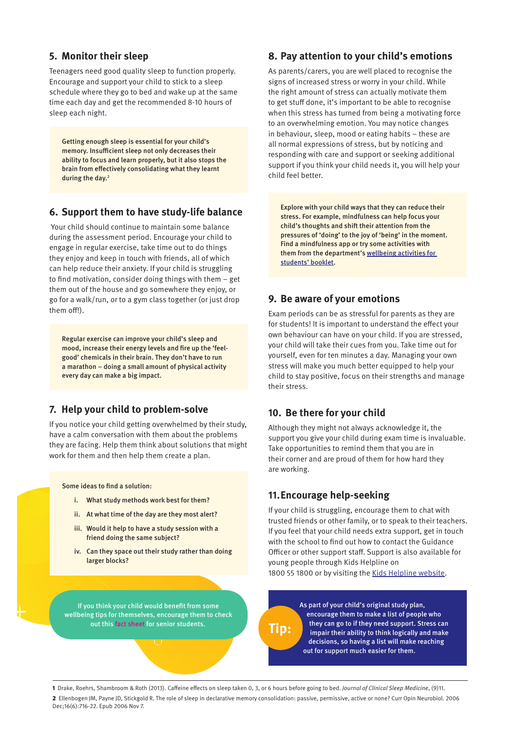## 5. Monitor their sleep

Teenagers need good quality sleep to function properly. Encourage and support your child to stick to a sleep schedule where they go to bed and wake up at the same time each day and get the recommended 8-10 hours of sleep each night.

> Getting enough sleep is essential for your child's memory. Insufficient sleep not only decreases their ability to focus and learn properly, but it also stops the brain from effectively consolidating what they learnt during the day.[2]

## 6. Support them to have study-life balance

Your child should continue to maintain some balance during the assessment period. Encourage your child to engage in regular exercise, take time out to do things they enjoy and keep in touch with friends, all of which can help reduce their anxiety. If your child is struggling to find motivation, consider doing things with them – get them out of the house and go somewhere they enjoy, or go for a walk/run, or to a gym class together (or just drop them off!).

> Regular exercise can improve your child's sleep and mood, increase their energy levels and fire up the 'feel-good' chemicals in their brain. They don't have to run a marathon – doing a small amount of physical activity every day can make a big impact.

## 7. Help your child to problem-solve

If you notice your child getting overwhelmed by their study, have a calm conversation with them about the problems they are facing. Help them think about solutions that might work for them and then help them create a plan.

> Some ideas to find a solution:
>
> i. What study methods work best for them?
>
> ii. At what time of the day are they most alert?
>
> iii. Would it help to have a study session with a friend doing the same subject?
>
> iv. Can they space out their study rather than doing larger blocks?

If you think your child would benefit from some wellbeing tips for themselves, encourage them to check out this fact sheet for senior students.

## 8. Pay attention to your child's emotions

As parents/carers, you are well placed to recognise the signs of increased stress or worry in your child. While the right amount of stress can actually motivate them to get stuff done, it's important to be able to recognise when this stress has turned from being a motivating force to an overwhelming emotion. You may notice changes in behaviour, sleep, mood or eating habits – these are all normal expressions of stress, but by noticing and responding with care and support or seeking additional support if you think your child needs it, you will help your child feel better.

> Explore with your child ways that they can reduce their stress. For example, mindfulness can help focus your child's thoughts and shift their attention from the pressures of 'doing' to the joy of 'being' in the moment. Find a mindfulness app or try some activities with them from the department's wellbeing activities for students' booklet.

## 9. Be aware of your emotions

Exam periods can be as stressful for parents as they are for students! It is important to understand the effect your own behaviour can have on your child. If you are stressed, your child will take their cues from you. Take time out for yourself, even for ten minutes a day. Managing your own stress will make you much better equipped to help your child to stay positive, focus on their strengths and manage their stress.

## 10. Be there for your child

Although they might not always acknowledge it, the support you give your child during exam time is invaluable. Take opportunities to remind them that you are in their corner and are proud of them for how hard they are working.

## 11. Encourage help-seeking

If your child is struggling, encourage them to chat with trusted friends or other family, or to speak to their teachers. If you feel that your child needs extra support, get in touch with the school to find out how to contact the Guidance Officer or other support staff. Support is also available for young people through Kids Helpline on 1800 55 1800 or by visiting the Kids Helpline website.

> **Tip:** As part of your child's original study plan, encourage them to make a list of people who they can go to if they need support. Stress can impair their ability to think logically and make decisions, so having a list will make reaching out for support much easier for them.

---

**1** Drake, Roehrs, Shambroom & Roth (2013). Caffeine effects on sleep taken 0, 3, or 6 hours before going to bed. *Journal of Clinical Sleep Medicine*, (9)11.

**2** Ellenbogen JM, Payne JD, Stickgold R. The role of sleep in declarative memory consolidation: passive, permissive, active or none? Curr Opin Neurobiol. 2006 Dec;16(6):716-22. Epub 2006 Nov 7.